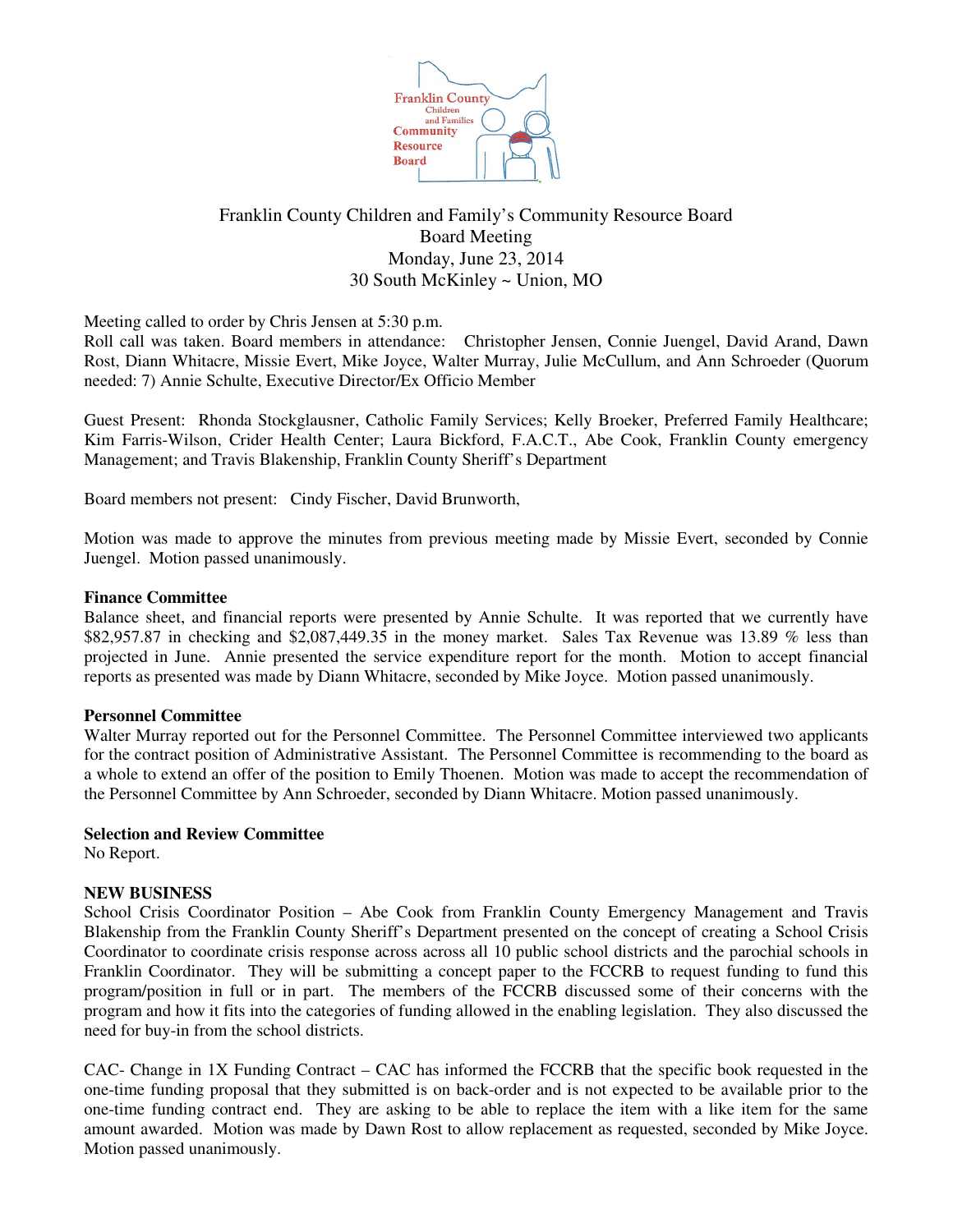Franklin County Children and Family's Community Resource Board
Board Meeting
Monday, June 23, 2014
30 South McKinley ~ Union, MO

Meeting called to order by Chris Jensen at 5:30 p.m.
Roll call was taken. Board members in attendance: Christopher Jensen, Connie Juengel, David Arand, Dawn Rost, Diann Whitacre, Missie Evert, Mike Joyce, Walter Murray, Julie McCullum, and Ann Schroeder (Quorum needed: 7) Annie Schulte, Executive Director/Ex Officio Member

Guest Present: Rhonda Stockglausner, Catholic Family Services; Kelly Broeker, Preferred Family Healthcare; Kim Farris-Wilson, Crider Health Center; Laura Bickford, F.A.C.T., Abe Cook, Franklin County emergency Management; and Travis Blakenship, Franklin County Sheriff's Department

Board members not present: Cindy Fischer, David Brunworth,

Motion was made to approve the minutes from previous meeting made by Missie Evert, seconded by Connie Juengel. Motion passed unanimously.

**Finance Committee**
Balance sheet, and financial reports were presented by Annie Schulte. It was reported that we currently have $82,957.87 in checking and $2,087,449.35 in the money market. Sales Tax Revenue was 13.89 % less than projected in June. Annie presented the service expenditure report for the month. Motion to accept financial reports as presented was made by Diann Whitacre, seconded by Mike Joyce. Motion passed unanimously.

**Personnel Committee**
Walter Murray reported out for the Personnel Committee. The Personnel Committee interviewed two applicants for the contract position of Administrative Assistant. The Personnel Committee is recommending to the board as a whole to extend an offer of the position to Emily Thoenen. Motion was made to accept the recommendation of the Personnel Committee by Ann Schroeder, seconded by Diann Whitacre. Motion passed unanimously.

**Selection and Review Committee**
No Report.

**NEW BUSINESS**
School Crisis Coordinator Position – Abe Cook from Franklin County Emergency Management and Travis Blakenship from the Franklin County Sheriff's Department presented on the concept of creating a School Crisis Coordinator to coordinate crisis response across across all 10 public school districts and the parochial schools in Franklin Coordinator. They will be submitting a concept paper to the FCCRB to request funding to fund this program/position in full or in part. The members of the FCCRB discussed some of their concerns with the program and how it fits into the categories of funding allowed in the enabling legislation. They also discussed the need for buy-in from the school districts.

CAC- Change in 1X Funding Contract – CAC has informed the FCCRB that the specific book requested in the one-time funding proposal that they submitted is on back-order and is not expected to be available prior to the one-time funding contract end. They are asking to be able to replace the item with a like item for the same amount awarded. Motion was made by Dawn Rost to allow replacement as requested, seconded by Mike Joyce. Motion passed unanimously.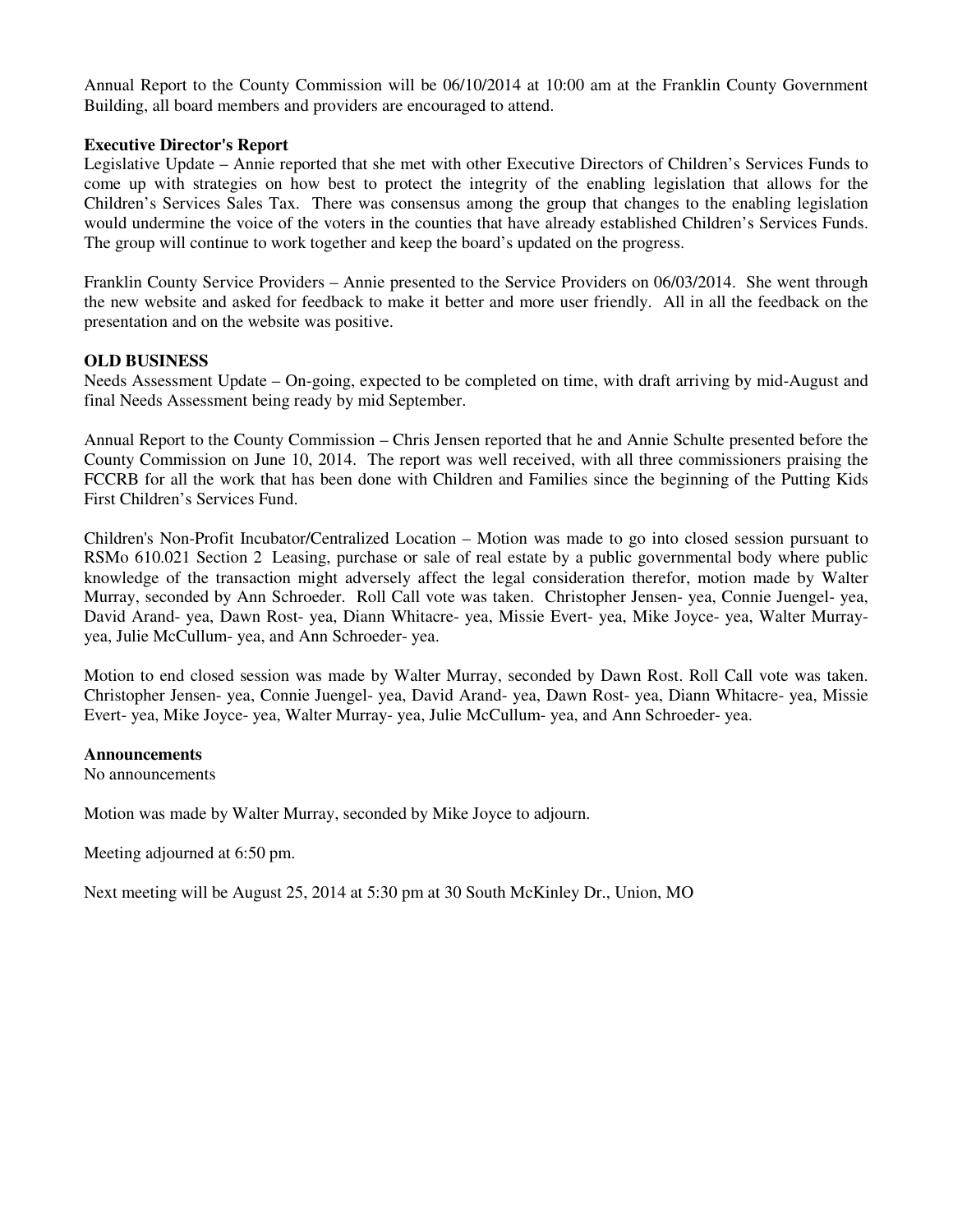Annual Report to the County Commission will be 06/10/2014 at 10:00 am at the Franklin County Government Building, all board members and providers are encouraged to attend.

**Executive Director's Report**

Legislative Update – Annie reported that she met with other Executive Directors of Children's Services Funds to come up with strategies on how best to protect the integrity of the enabling legislation that allows for the Children's Services Sales Tax. There was consensus among the group that changes to the enabling legislation would undermine the voice of the voters in the counties that have already established Children's Services Funds. The group will continue to work together and keep the board's updated on the progress.

Franklin County Service Providers – Annie presented to the Service Providers on 06/03/2014. She went through the new website and asked for feedback to make it better and more user friendly. All in all the feedback on the presentation and on the website was positive.

**OLD BUSINESS**

Needs Assessment Update – On-going, expected to be completed on time, with draft arriving by mid-August and final Needs Assessment being ready by mid September.

Annual Report to the County Commission – Chris Jensen reported that he and Annie Schulte presented before the County Commission on June 10, 2014. The report was well received, with all three commissioners praising the FCCRB for all the work that has been done with Children and Families since the beginning of the Putting Kids First Children's Services Fund.

Children's Non-Profit Incubator/Centralized Location – Motion was made to go into closed session pursuant to RSMo 610.021 Section 2 Leasing, purchase or sale of real estate by a public governmental body where public knowledge of the transaction might adversely affect the legal consideration therefor, motion made by Walter Murray, seconded by Ann Schroeder. Roll Call vote was taken. Christopher Jensen- yea, Connie Juengel- yea, David Arand- yea, Dawn Rost- yea, Diann Whitacre- yea, Missie Evert- yea, Mike Joyce- yea, Walter Murray- yea, Julie McCullum- yea, and Ann Schroeder- yea.

Motion to end closed session was made by Walter Murray, seconded by Dawn Rost. Roll Call vote was taken. Christopher Jensen- yea, Connie Juengel- yea, David Arand- yea, Dawn Rost- yea, Diann Whitacre- yea, Missie Evert- yea, Mike Joyce- yea, Walter Murray- yea, Julie McCullum- yea, and Ann Schroeder- yea.

**Announcements**

No announcements

Motion was made by Walter Murray, seconded by Mike Joyce to adjourn.

Meeting adjourned at 6:50 pm.

Next meeting will be August 25, 2014 at 5:30 pm at 30 South McKinley Dr., Union, MO